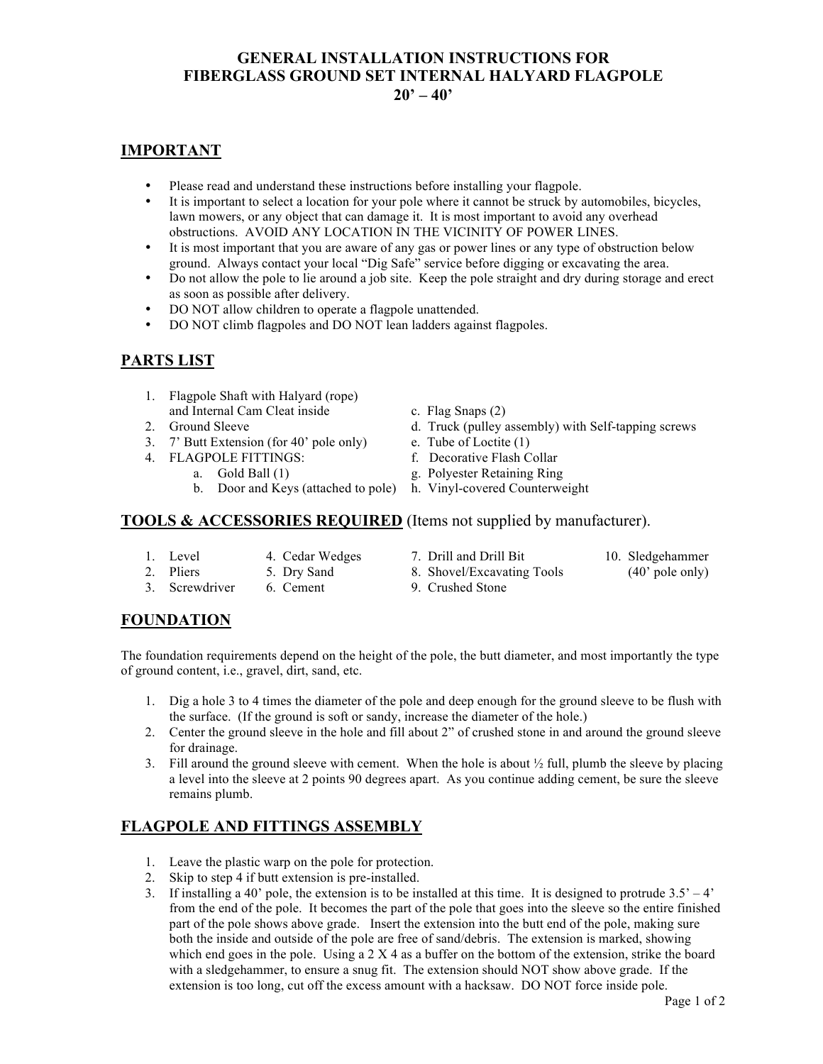# GENERAL INSTALLATION INSTRUCTIONS FOR FIBERGLASS GROUND SET INTERNAL HALYARD FLAGPOLE 20' – 40'

## IMPORTANT

- Please read and understand these instructions before installing your flagpole.
- It is important to select a location for your pole where it cannot be struck by automobiles, bicycles, lawn mowers, or any object that can damage it. It is most important to avoid any overhead obstructions. AVOID ANY LOCATION IN THE VICINITY OF POWER LINES.
- It is most important that you are aware of any gas or power lines or any type of obstruction below ground. Always contact your local "Dig Safe" service before digging or excavating the area.
- Do not allow the pole to lie around a job site. Keep the pole straight and dry during storage and erect as soon as possible after delivery.
- DO NOT allow children to operate a flagpole unattended.
- DO NOT climb flagpoles and DO NOT lean ladders against flagpoles.

## PARTS LIST

1. Flagpole Shaft with Halyard (rope) and Internal Cam Cleat inside
2. Ground Sleeve
3. 7' Butt Extension (for 40' pole only)
4. FLAGPOLE FITTINGS:
   a. Gold Ball (1)
   b. Door and Keys (attached to pole)
   c. Flag Snaps (2)
   d. Truck (pulley assembly) with Self-tapping screws
   e. Tube of Loctite (1)
   f. Decorative Flash Collar
   g. Polyester Retaining Ring
   h. Vinyl-covered Counterweight

## TOOLS & ACCESSORIES REQUIRED (Items not supplied by manufacturer).

1. Level
2. Pliers
3. Screwdriver
4. Cedar Wedges
5. Dry Sand
6. Cement
7. Drill and Drill Bit
8. Shovel/Excavating Tools
9. Crushed Stone
10. Sledgehammer (40' pole only)

## FOUNDATION

The foundation requirements depend on the height of the pole, the butt diameter, and most importantly the type of ground content, i.e., gravel, dirt, sand, etc.

1. Dig a hole 3 to 4 times the diameter of the pole and deep enough for the ground sleeve to be flush with the surface. (If the ground is soft or sandy, increase the diameter of the hole.)
2. Center the ground sleeve in the hole and fill about 2" of crushed stone in and around the ground sleeve for drainage.
3. Fill around the ground sleeve with cement. When the hole is about ½ full, plumb the sleeve by placing a level into the sleeve at 2 points 90 degrees apart. As you continue adding cement, be sure the sleeve remains plumb.

## FLAGPOLE AND FITTINGS ASSEMBLY

1. Leave the plastic warp on the pole for protection.
2. Skip to step 4 if butt extension is pre-installed.
3. If installing a 40' pole, the extension is to be installed at this time. It is designed to protrude 3.5' – 4' from the end of the pole. It becomes the part of the pole that goes into the sleeve so the entire finished part of the pole shows above grade. Insert the extension into the butt end of the pole, making sure both the inside and outside of the pole are free of sand/debris. The extension is marked, showing which end goes in the pole. Using a 2 X 4 as a buffer on the bottom of the extension, strike the board with a sledgehammer, to ensure a snug fit. The extension should NOT show above grade. If the extension is too long, cut off the excess amount with a hacksaw. DO NOT force inside pole.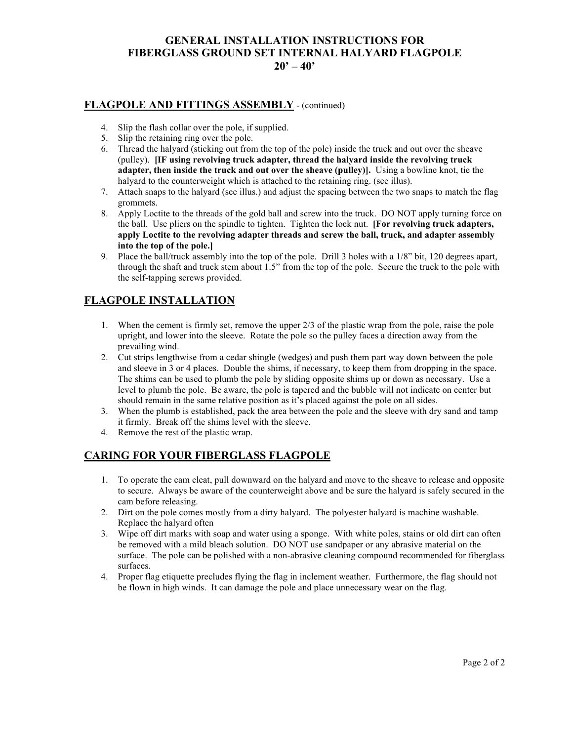# GENERAL INSTALLATION INSTRUCTIONS FOR FIBERGLASS GROUND SET INTERNAL HALYARD FLAGPOLE 20' – 40'

## FLAGPOLE AND FITTINGS ASSEMBLY - (continued)

4. Slip the flash collar over the pole, if supplied.
5. Slip the retaining ring over the pole.
6. Thread the halyard (sticking out from the top of the pole) inside the truck and out over the sheave (pulley). **[IF using revolving truck adapter, thread the halyard inside the revolving truck adapter, then inside the truck and out over the sheave (pulley)].** Using a bowline knot, tie the halyard to the counterweight which is attached to the retaining ring. (see illus).
7. Attach snaps to the halyard (see illus.) and adjust the spacing between the two snaps to match the flag grommets.
8. Apply Loctite to the threads of the gold ball and screw into the truck. DO NOT apply turning force on the ball. Use pliers on the spindle to tighten. Tighten the lock nut. **[For revolving truck adapters, apply Loctite to the revolving adapter threads and screw the ball, truck, and adapter assembly into the top of the pole.]**
9. Place the ball/truck assembly into the top of the pole. Drill 3 holes with a 1/8" bit, 120 degrees apart, through the shaft and truck stem about 1.5" from the top of the pole. Secure the truck to the pole with the self-tapping screws provided.

## FLAGPOLE INSTALLATION

1. When the cement is firmly set, remove the upper 2/3 of the plastic wrap from the pole, raise the pole upright, and lower into the sleeve. Rotate the pole so the pulley faces a direction away from the prevailing wind.
2. Cut strips lengthwise from a cedar shingle (wedges) and push them part way down between the pole and sleeve in 3 or 4 places. Double the shims, if necessary, to keep them from dropping in the space. The shims can be used to plumb the pole by sliding opposite shims up or down as necessary. Use a level to plumb the pole. Be aware, the pole is tapered and the bubble will not indicate on center but should remain in the same relative position as it's placed against the pole on all sides.
3. When the plumb is established, pack the area between the pole and the sleeve with dry sand and tamp it firmly. Break off the shims level with the sleeve.
4. Remove the rest of the plastic wrap.

## CARING FOR YOUR FIBERGLASS FLAGPOLE

1. To operate the cam cleat, pull downward on the halyard and move to the sheave to release and opposite to secure. Always be aware of the counterweight above and be sure the halyard is safely secured in the cam before releasing.
2. Dirt on the pole comes mostly from a dirty halyard. The polyester halyard is machine washable. Replace the halyard often
3. Wipe off dirt marks with soap and water using a sponge. With white poles, stains or old dirt can often be removed with a mild bleach solution. DO NOT use sandpaper or any abrasive material on the surface. The pole can be polished with a non-abrasive cleaning compound recommended for fiberglass surfaces.
4. Proper flag etiquette precludes flying the flag in inclement weather. Furthermore, the flag should not be flown in high winds. It can damage the pole and place unnecessary wear on the flag.